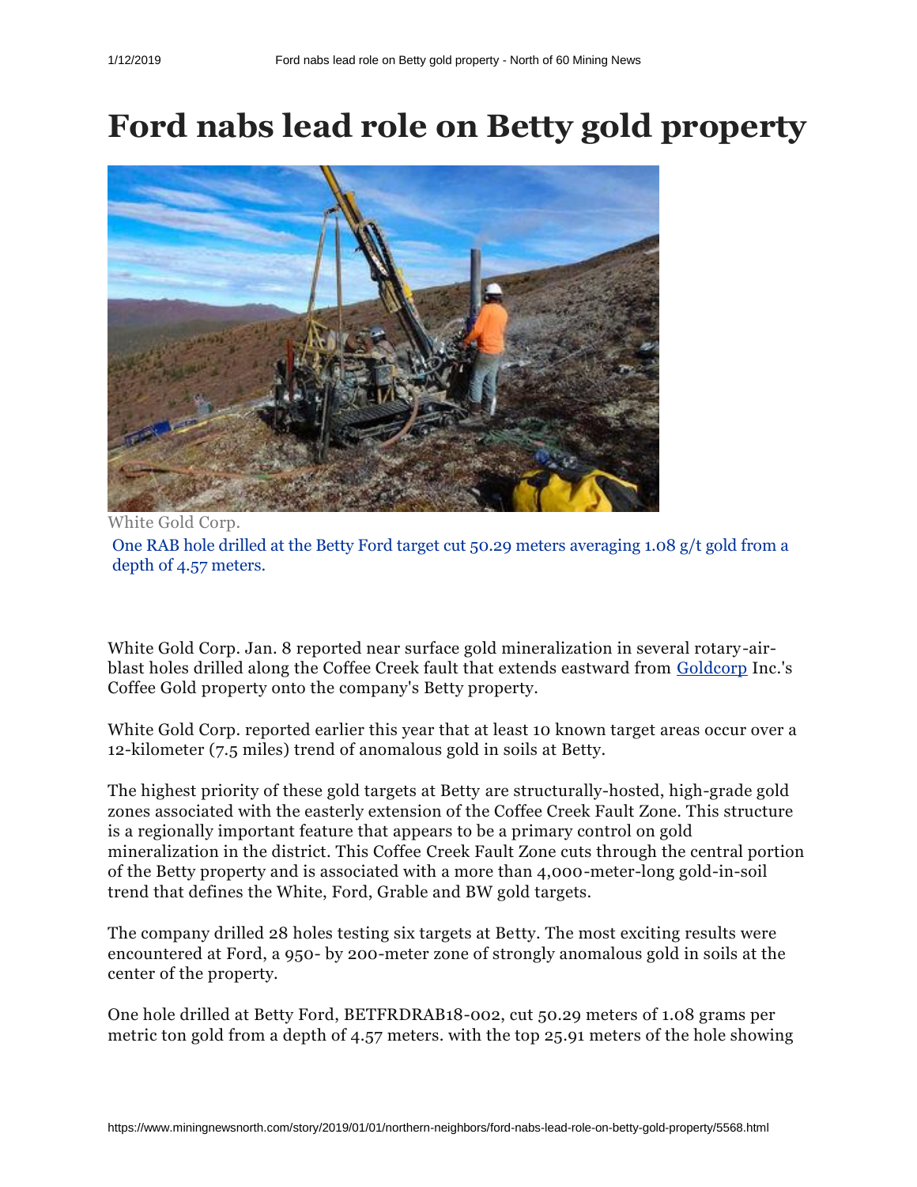# Ford nabs lead role on Betty gold property

White Gold Corp.

One RAB hole drilled at the Betty Ford target cut 50.29 meters averaging 1.08 g/t gold from a depth of 4.57 meters.

White Gold Corp. Jan. 8 reported near surface gold mineralization in several rotary-air-blast holes drilled along the Coffee Creek fault that extends eastward from Goldcorp Inc.'s Coffee Gold property onto the company's Betty property.

White Gold Corp. reported earlier this year that at least 10 known target areas occur over a 12-kilometer (7.5 miles) trend of anomalous gold in soils at Betty.

The highest priority of these gold targets at Betty are structurally-hosted, high-grade gold zones associated with the easterly extension of the Coffee Creek Fault Zone. This structure is a regionally important feature that appears to be a primary control on gold mineralization in the district. This Coffee Creek Fault Zone cuts through the central portion of the Betty property and is associated with a more than 4,000-meter-long gold-in-soil trend that defines the White, Ford, Grable and BW gold targets.

The company drilled 28 holes testing six targets at Betty. The most exciting results were encountered at Ford, a 950- by 200-meter zone of strongly anomalous gold in soils at the center of the property.

One hole drilled at Betty Ford, BETFRDRAB18-002, cut 50.29 meters of 1.08 grams per metric ton gold from a depth of 4.57 meters. with the top 25.91 meters of the hole showing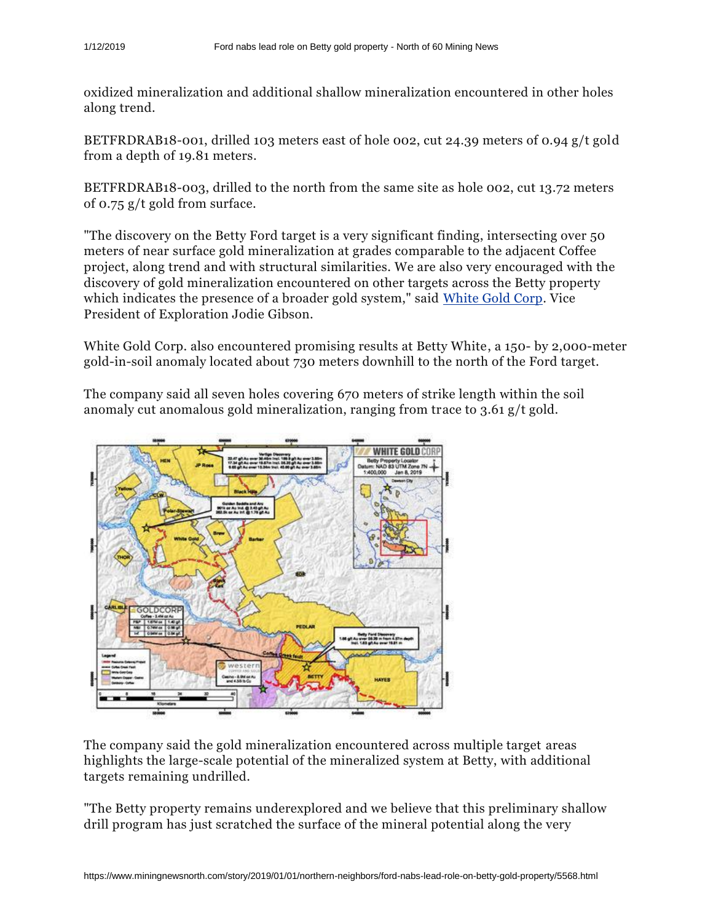oxidized mineralization and additional shallow mineralization encountered in other holes along trend.

BETFRDRAB18-001, drilled 103 meters east of hole 002, cut 24.39 meters of 0.94 g/t gold from a depth of 19.81 meters.

BETFRDRAB18-003, drilled to the north from the same site as hole 002, cut 13.72 meters of 0.75 g/t gold from surface.

"The discovery on the Betty Ford target is a very significant finding, intersecting over 50 meters of near surface gold mineralization at grades comparable to the adjacent Coffee project, along trend and with structural similarities. We are also very encouraged with the discovery of gold mineralization encountered on other targets across the Betty property which indicates the presence of a broader gold system," said White Gold Corp. Vice President of Exploration Jodie Gibson.

White Gold Corp. also encountered promising results at Betty White, a 150- by 2,000-meter gold-in-soil anomaly located about 730 meters downhill to the north of the Ford target.

The company said all seven holes covering 670 meters of strike length within the soil anomaly cut anomalous gold mineralization, ranging from trace to 3.61 g/t gold.

The company said the gold mineralization encountered across multiple target areas highlights the large-scale potential of the mineralized system at Betty, with additional targets remaining undrilled.

"The Betty property remains underexplored and we believe that this preliminary shallow drill program has just scratched the surface of the mineral potential along the very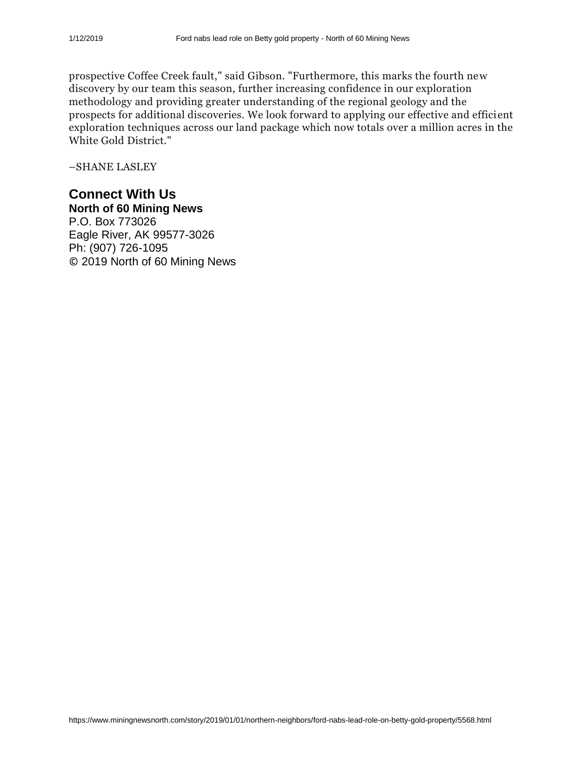prospective Coffee Creek fault," said Gibson. "Furthermore, this marks the fourth new discovery by our team this season, further increasing confidence in our exploration methodology and providing greater understanding of the regional geology and the prospects for additional discoveries. We look forward to applying our effective and efficient exploration techniques across our land package which now totals over a million acres in the White Gold District."

–SHANE LASLEY

## Connect With Us

**North of 60 Mining News**

P.O. Box 773026
Eagle River, AK 99577-3026
Ph: (907) 726-1095
© 2019 North of 60 Mining News